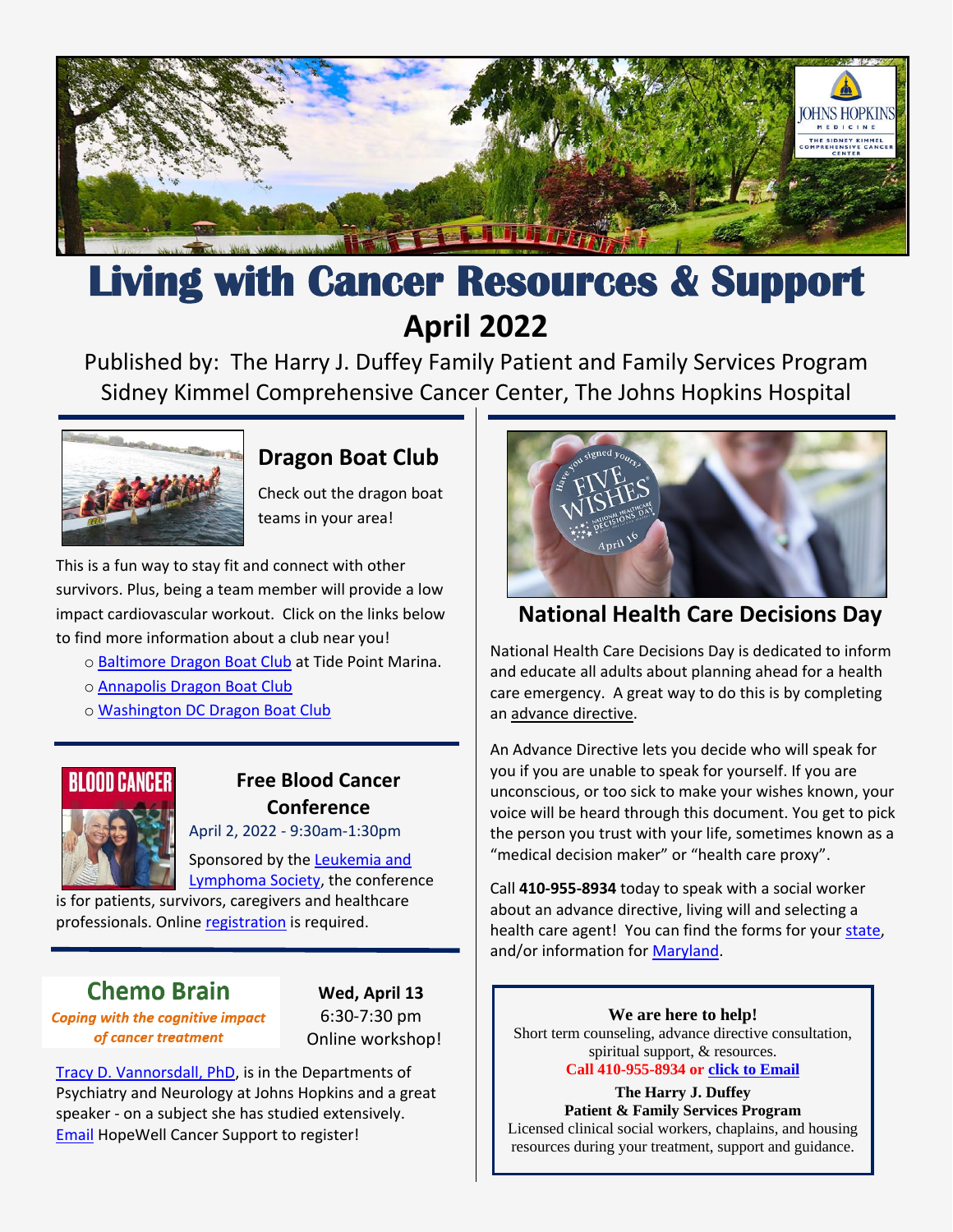# Living with Cancer Resources & Support

## April 2022

Published by: The Harry J. Duffey Family Patient and Family Services Program
Sidney Kimmel Comprehensive Cancer Center, The Johns Hopkins Hospital

## Dragon Boat Club

Check out the dragon boat teams in your area!

This is a fun way to stay fit and connect with other survivors. Plus, being a team member will provide a low impact cardiovascular workout. Click on the links below to find more information about a club near you!

- Baltimore Dragon Boat Club at Tide Point Marina.
- Annapolis Dragon Boat Club
- Washington DC Dragon Boat Club

## Free Blood Cancer Conference

April 2, 2022 - 9:30am-1:30pm

Sponsored by the Leukemia and Lymphoma Society, the conference is for patients, survivors, caregivers and healthcare professionals. Online registration is required.

## Chemo Brain

***Coping with the cognitive impact of cancer treatment***

**Wed, April 13**
6:30-7:30 pm
Online workshop!

Tracy D. Vannorsdall, PhD, is in the Departments of Psychiatry and Neurology at Johns Hopkins and a great speaker - on a subject she has studied extensively. Email HopeWell Cancer Support to register!

## National Health Care Decisions Day

National Health Care Decisions Day is dedicated to inform and educate all adults about planning ahead for a health care emergency. A great way to do this is by completing an advance directive.

An Advance Directive lets you decide who will speak for you if you are unable to speak for yourself. If you are unconscious, or too sick to make your wishes known, your voice will be heard through this document. You get to pick the person you trust with your life, sometimes known as a "medical decision maker" or "health care proxy".

Call **410-955-8934** today to speak with a social worker about an advance directive, living will and selecting a health care agent! You can find the forms for your state, and/or information for Maryland.

**We are here to help!**
Short term counseling, advance directive consultation, spiritual support, & resources.
**Call 410-955-8934 or click to Email**

**The Harry J. Duffey Patient & Family Services Program**
Licensed clinical social workers, chaplains, and housing resources during your treatment, support and guidance.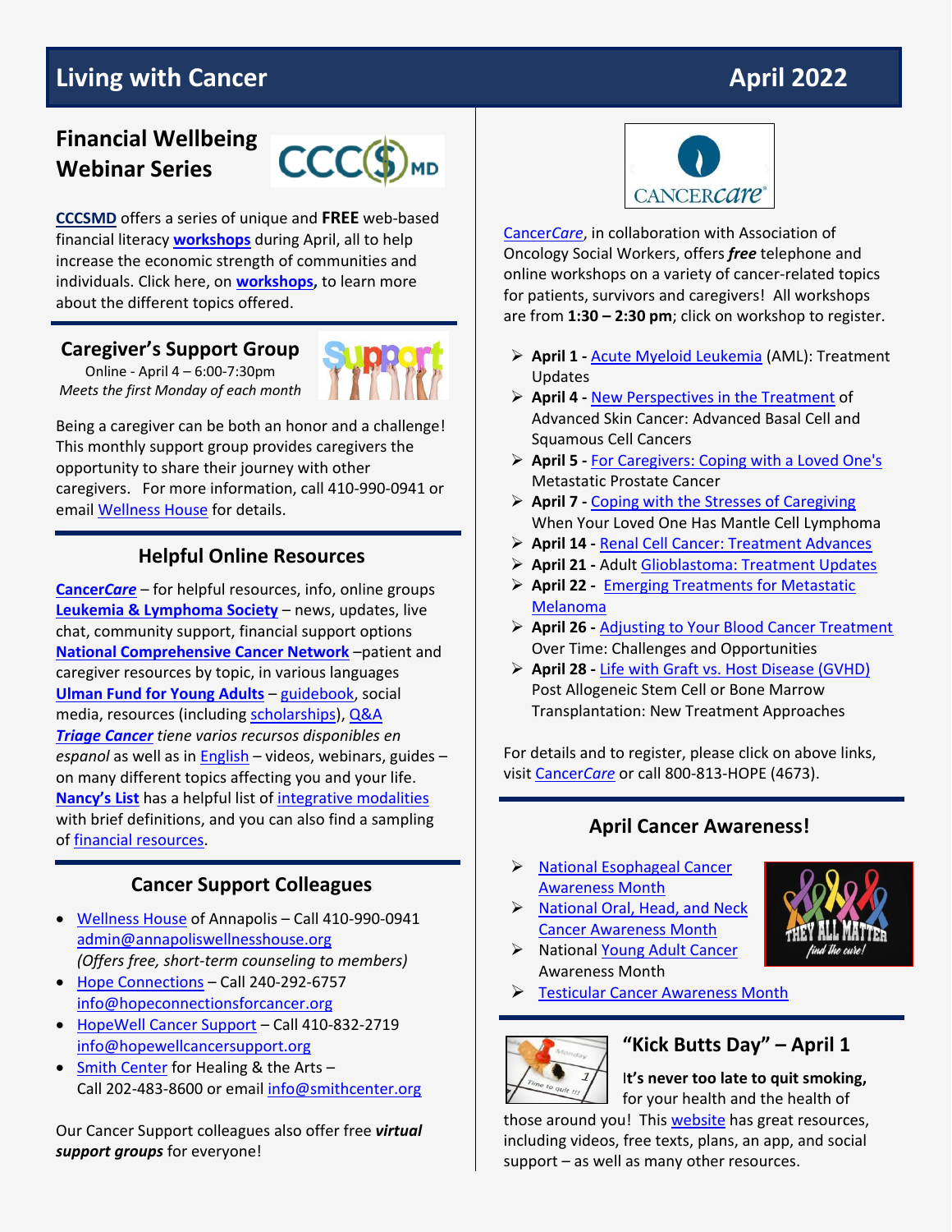# Living with Cancer — April 2022

## Financial Wellbeing Webinar Series

**CCCSMD** offers a series of unique and **FREE** web-based financial literacy **workshops** during April, all to help increase the economic strength of communities and individuals. Click here, on **workshops**, to learn more about the different topics offered.

## Caregiver's Support Group

Online - April 4 – 6:00-7:30pm
*Meets the first Monday of each month*

Being a caregiver can be both an honor and a challenge! This monthly support group provides caregivers the opportunity to share their journey with other caregivers. For more information, call 410-990-0941 or email Wellness House for details.

## Helpful Online Resources

**Cancer*Care*** – for helpful resources, info, online groups
**Leukemia & Lymphoma Society** – news, updates, live chat, community support, financial support options
**National Comprehensive Cancer Network** –patient and caregiver resources by topic, in various languages
**Ulman Fund for Young Adults** – guidebook, social media, resources (including scholarships), Q&A
***Triage Cancer*** *tiene varios recursos disponibles en espanol* as well as in English – videos, webinars, guides – on many different topics affecting you and your life.
**Nancy's List** has a helpful list of integrative modalities with brief definitions, and you can also find a sampling of financial resources.

## Cancer Support Colleagues

- Wellness House of Annapolis – Call 410-990-0941 admin@annapoliswellnesshouse.org *(Offers free, short-term counseling to members)*
- Hope Connections – Call 240-292-6757 info@hopeconnectionsforcancer.org
- HopeWell Cancer Support – Call 410-832-2719 info@hopewellcancersupport.org
- Smith Center for Healing & the Arts – Call 202-483-8600 or email info@smithcenter.org

Our Cancer Support colleagues also offer free ***virtual support groups*** for everyone!

---

Cancer*Care*, in collaboration with Association of Oncology Social Workers, offers ***free*** telephone and online workshops on a variety of cancer-related topics for patients, survivors and caregivers! All workshops are from **1:30 – 2:30 pm**; click on workshop to register.

- **April 1 -** Acute Myeloid Leukemia (AML): Treatment Updates
- **April 4 -** New Perspectives in the Treatment of Advanced Skin Cancer: Advanced Basal Cell and Squamous Cell Cancers
- **April 5 -** For Caregivers: Coping with a Loved One's Metastatic Prostate Cancer
- **April 7 -** Coping with the Stresses of Caregiving When Your Loved One Has Mantle Cell Lymphoma
- **April 14 -** Renal Cell Cancer: Treatment Advances
- **April 21 -** Adult Glioblastoma: Treatment Updates
- **April 22 -** Emerging Treatments for Metastatic Melanoma
- **April 26 -** Adjusting to Your Blood Cancer Treatment Over Time: Challenges and Opportunities
- **April 28 -** Life with Graft vs. Host Disease (GVHD) Post Allogeneic Stem Cell or Bone Marrow Transplantation: New Treatment Approaches

For details and to register, please click on above links, visit Cancer*Care* or call 800-813-HOPE (4673).

## April Cancer Awareness!

- National Esophageal Cancer Awareness Month
- National Oral, Head, and Neck Cancer Awareness Month
- National Young Adult Cancer Awareness Month
- Testicular Cancer Awareness Month

## "Kick Butts Day" – April 1

**It's never too late to quit smoking,** for your health and the health of those around you! This website has great resources, including videos, free texts, plans, an app, and social support – as well as many other resources.